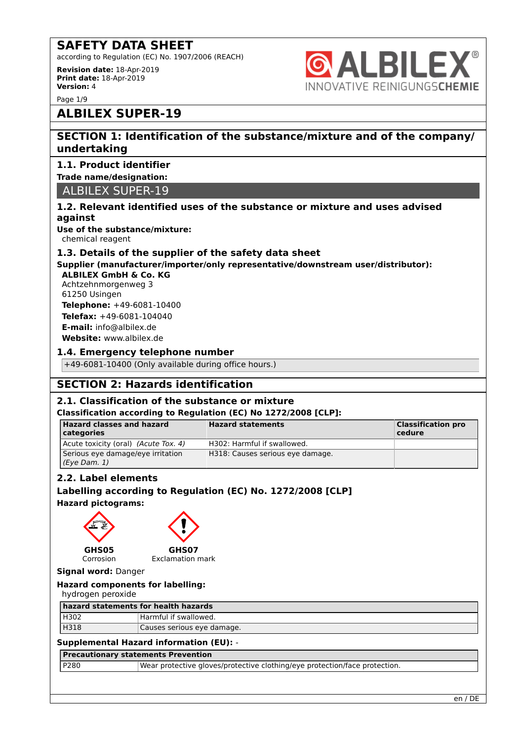# SAFETY DATA SHEET

according to Regulation (EC) No. 1907/2006 (REACH)

**Revision date:** 18-Apr-2019
**Print date:** 18-Apr-2019
**Version:** 4

# ALBILEX SUPER-19

## SECTION 1: Identification of the substance/mixture and of the company/ undertaking

### 1.1. Product identifier

**Trade name/designation:**

ALBILEX SUPER-19

### 1.2. Relevant identified uses of the substance or mixture and uses advised against

**Use of the substance/mixture:**
chemical reagent

### 1.3. Details of the supplier of the safety data sheet

**Supplier (manufacturer/importer/only representative/downstream user/distributor):**
**ALBILEX GmbH & Co. KG**
Achtzehnmorgenweg 3
61250 Usingen
**Telephone:** +49-6081-10400
**Telefax:** +49-6081-104040
**E-mail:** info@albilex.de
**Website:** www.albilex.de

### 1.4. Emergency telephone number

+49-6081-10400 (Only available during office hours.)

## SECTION 2: Hazards identification

### 2.1. Classification of the substance or mixture

**Classification according to Regulation (EC) No 1272/2008 [CLP]:**

| Hazard classes and hazard categories | Hazard statements | Classification procedure |
|---|---|---|
| Acute toxicity (oral) *(Acute Tox. 4)* | H302: Harmful if swallowed. | |
| Serious eye damage/eye irritation *(Eye Dam. 1)* | H318: Causes serious eye damage. | |

### 2.2. Label elements

**Labelling according to Regulation (EC) No. 1272/2008 [CLP]**

**Hazard pictograms:**

**GHS05** Corrosion
**GHS07** Exclamation mark

**Signal word:** Danger

**Hazard components for labelling:**
hydrogen peroxide

| hazard statements for health hazards | |
|---|---|
| H302 | Harmful if swallowed. |
| H318 | Causes serious eye damage. |

**Supplemental Hazard information (EU):** -

| Precautionary statements Prevention | |
|---|---|
| P280 | Wear protective gloves/protective clothing/eye protection/face protection. |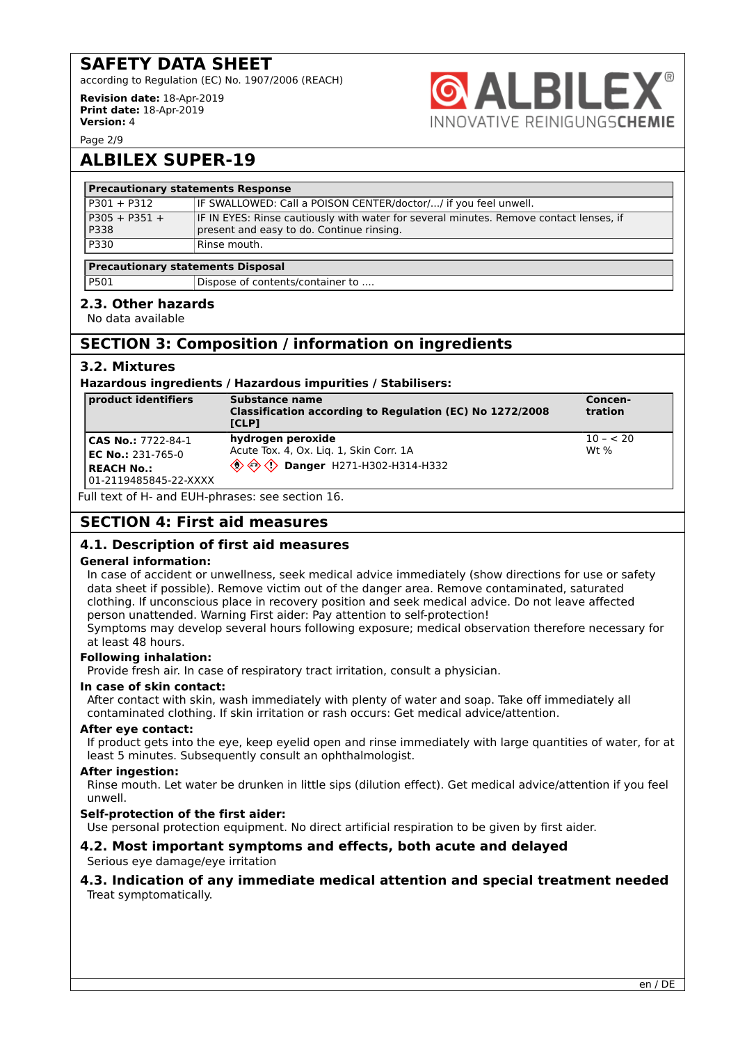| Precautionary statements Response | |
|---|---|
| P301 + P312 | IF SWALLOWED: Call a POISON CENTER/doctor/.../ if you feel unwell. |
| P305 + P351 + P338 | IF IN EYES: Rinse cautiously with water for several minutes. Remove contact lenses, if present and easy to do. Continue rinsing. |
| P330 | Rinse mouth. |

| Precautionary statements Disposal | |
|---|---|
| P501 | Dispose of contents/container to .... |

### 2.3. Other hazards

No data available

## SECTION 3: Composition / information on ingredients

### 3.2. Mixtures

**Hazardous ingredients / Hazardous impurities / Stabilisers:**

| product identifiers | Substance name<br>Classification according to Regulation (EC) No 1272/2008 [CLP] | Concentration |
|---|---|---|
| **CAS No.:** 7722-84-1<br>**EC No.:** 231-765-0<br>**REACH No.:** 01-2119485845-22-XXXX | **hydrogen peroxide**<br>Acute Tox. 4, Ox. Liq. 1, Skin Corr. 1A<br>**Danger** H271-H302-H314-H332 | 10 – < 20 Wt % |

Full text of H- and EUH-phrases: see section 16.

## SECTION 4: First aid measures

### 4.1. Description of first aid measures

**General information:**

In case of accident or unwellness, seek medical advice immediately (show directions for use or safety data sheet if possible). Remove victim out of the danger area. Remove contaminated, saturated clothing. If unconscious place in recovery position and seek medical advice. Do not leave affected person unattended. Warning First aider: Pay attention to self-protection!
Symptoms may develop several hours following exposure; medical observation therefore necessary for at least 48 hours.

**Following inhalation:**

Provide fresh air. In case of respiratory tract irritation, consult a physician.

**In case of skin contact:**

After contact with skin, wash immediately with plenty of water and soap. Take off immediately all contaminated clothing. If skin irritation or rash occurs: Get medical advice/attention.

**After eye contact:**

If product gets into the eye, keep eyelid open and rinse immediately with large quantities of water, for at least 5 minutes. Subsequently consult an ophthalmologist.

**After ingestion:**

Rinse mouth. Let water be drunken in little sips (dilution effect). Get medical advice/attention if you feel unwell.

**Self-protection of the first aider:**

Use personal protection equipment. No direct artificial respiration to be given by first aider.

### 4.2. Most important symptoms and effects, both acute and delayed

Serious eye damage/eye irritation

### 4.3. Indication of any immediate medical attention and special treatment needed

Treat symptomatically.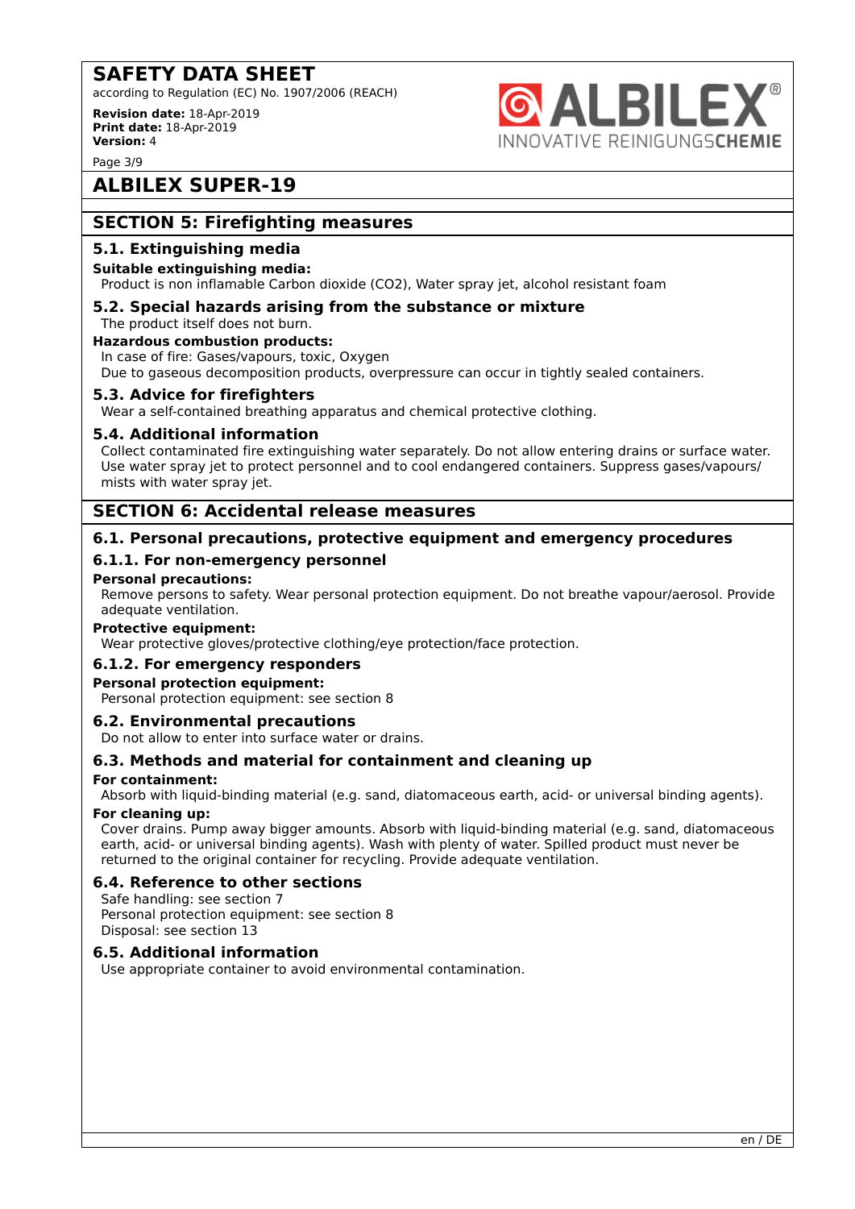## ALBILEX SUPER-19

## SECTION 5: Firefighting measures

### 5.1. Extinguishing media

**Suitable extinguishing media:**

Product is non inflamable Carbon dioxide ($CO_2$), Water spray jet, alcohol resistant foam

### 5.2. Special hazards arising from the substance or mixture

The product itself does not burn.

**Hazardous combustion products:**

In case of fire: Gases/vapours, toxic, Oxygen

Due to gaseous decomposition products, overpressure can occur in tightly sealed containers.

### 5.3. Advice for firefighters

Wear a self-contained breathing apparatus and chemical protective clothing.

### 5.4. Additional information

Collect contaminated fire extinguishing water separately. Do not allow entering drains or surface water. Use water spray jet to protect personnel and to cool endangered containers. Suppress gases/vapours/ mists with water spray jet.

## SECTION 6: Accidental release measures

### 6.1. Personal precautions, protective equipment and emergency procedures

#### 6.1.1. For non-emergency personnel

**Personal precautions:**

Remove persons to safety. Wear personal protection equipment. Do not breathe vapour/aerosol. Provide adequate ventilation.

**Protective equipment:**

Wear protective gloves/protective clothing/eye protection/face protection.

#### 6.1.2. For emergency responders

**Personal protection equipment:**

Personal protection equipment: see section 8

### 6.2. Environmental precautions

Do not allow to enter into surface water or drains.

### 6.3. Methods and material for containment and cleaning up

**For containment:**

Absorb with liquid-binding material (e.g. sand, diatomaceous earth, acid- or universal binding agents).

**For cleaning up:**

Cover drains. Pump away bigger amounts. Absorb with liquid-binding material (e.g. sand, diatomaceous earth, acid- or universal binding agents). Wash with plenty of water. Spilled product must never be returned to the original container for recycling. Provide adequate ventilation.

### 6.4. Reference to other sections

Safe handling: see section 7

Personal protection equipment: see section 8

Disposal: see section 13

### 6.5. Additional information

Use appropriate container to avoid environmental contamination.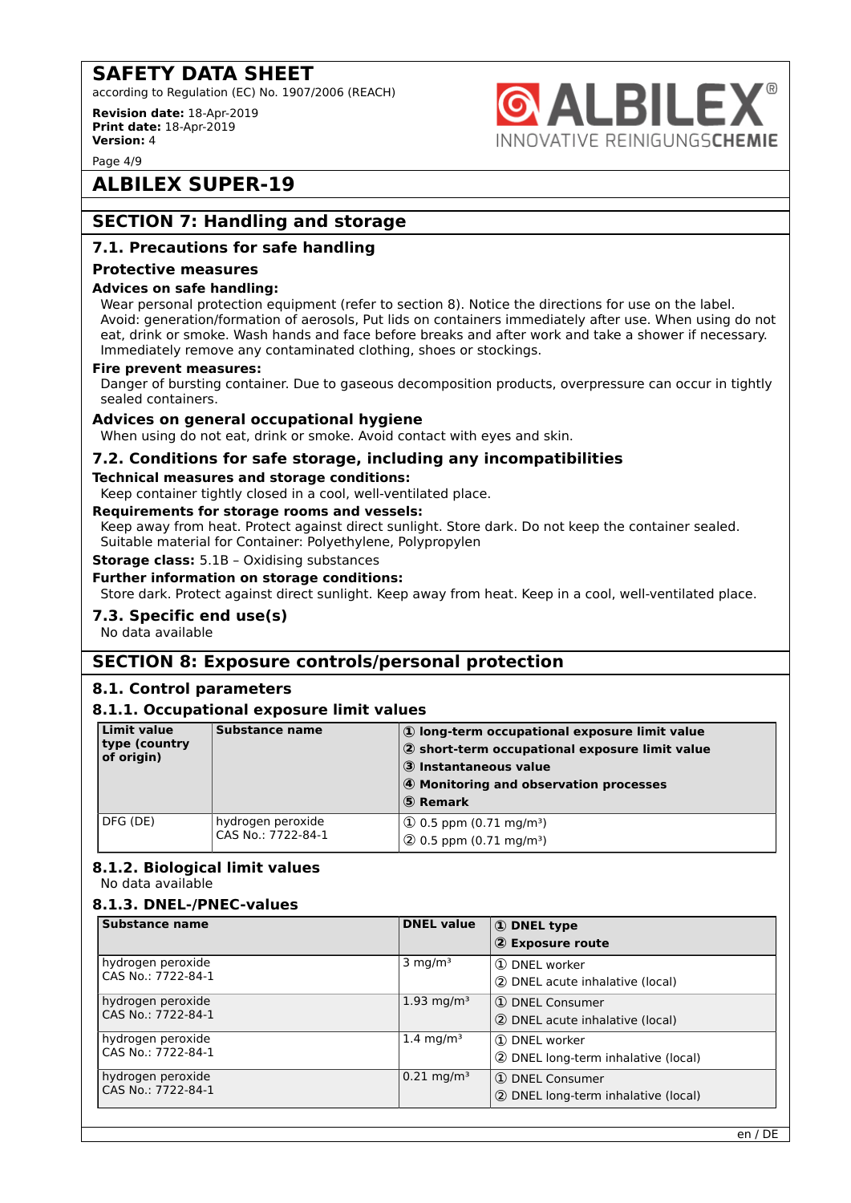# ALBILEX SUPER-19

## SECTION 7: Handling and storage

### 7.1. Precautions for safe handling

#### Protective measures

**Advices on safe handling:**

Wear personal protection equipment (refer to section 8). Notice the directions for use on the label. Avoid: generation/formation of aerosols, Put lids on containers immediately after use. When using do not eat, drink or smoke. Wash hands and face before breaks and after work and take a shower if necessary. Immediately remove any contaminated clothing, shoes or stockings.

**Fire prevent measures:**

Danger of bursting container. Due to gaseous decomposition products, overpressure can occur in tightly sealed containers.

#### Advices on general occupational hygiene

When using do not eat, drink or smoke. Avoid contact with eyes and skin.

### 7.2. Conditions for safe storage, including any incompatibilities

**Technical measures and storage conditions:**

Keep container tightly closed in a cool, well-ventilated place.

**Requirements for storage rooms and vessels:**

Keep away from heat. Protect against direct sunlight. Store dark. Do not keep the container sealed. Suitable material for Container: Polyethylene, Polypropylen

**Storage class:** 5.1B – Oxidising substances

**Further information on storage conditions:**

Store dark. Protect against direct sunlight. Keep away from heat. Keep in a cool, well-ventilated place.

### 7.3. Specific end use(s)

No data available

## SECTION 8: Exposure controls/personal protection

### 8.1. Control parameters

#### 8.1.1. Occupational exposure limit values

| Limit value type (country of origin) | Substance name | ① long-term occupational exposure limit value<br>② short-term occupational exposure limit value<br>③ Instantaneous value<br>④ Monitoring and observation processes<br>⑤ Remark |
|---|---|---|
| DFG (DE) | hydrogen peroxide<br>CAS No.: 7722-84-1 | ① 0.5 ppm (0.71 mg/m³)<br>② 0.5 ppm (0.71 mg/m³) |

#### 8.1.2. Biological limit values

No data available

#### 8.1.3. DNEL-/PNEC-values

| Substance name | DNEL value | ① DNEL type<br>② Exposure route |
|---|---|---|
| hydrogen peroxide<br>CAS No.: 7722-84-1 | 3 mg/m³ | ① DNEL worker<br>② DNEL acute inhalative (local) |
| hydrogen peroxide<br>CAS No.: 7722-84-1 | 1.93 mg/m³ | ① DNEL Consumer<br>② DNEL acute inhalative (local) |
| hydrogen peroxide<br>CAS No.: 7722-84-1 | 1.4 mg/m³ | ① DNEL worker<br>② DNEL long-term inhalative (local) |
| hydrogen peroxide<br>CAS No.: 7722-84-1 | 0.21 mg/m³ | ① DNEL Consumer<br>② DNEL long-term inhalative (local) |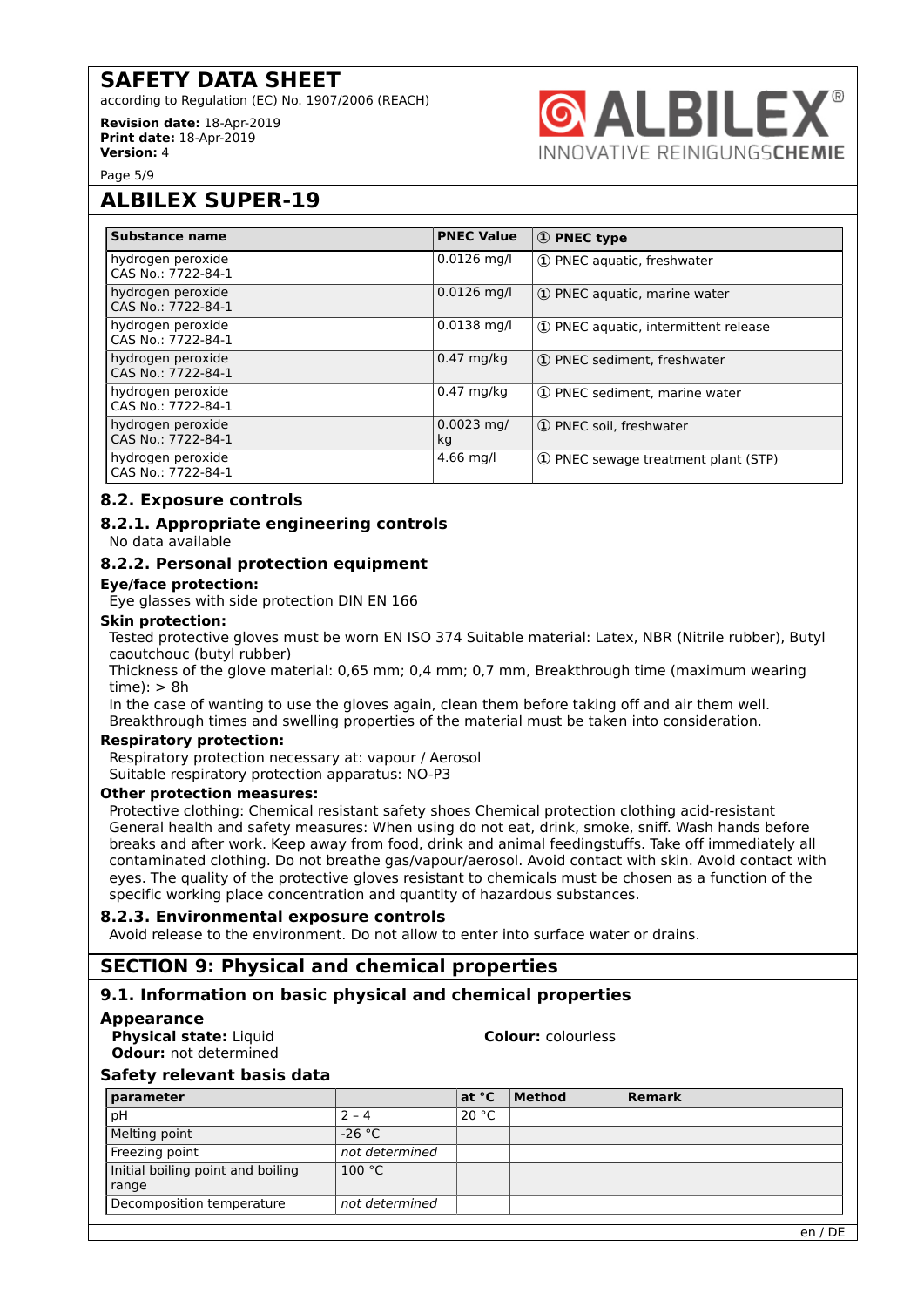## ALBILEX SUPER-19

| Substance name | PNEC Value | ① PNEC type |
|---|---|---|
| hydrogen peroxide<br>CAS No.: 7722-84-1 | 0.0126 mg/l | ① PNEC aquatic, freshwater |
| hydrogen peroxide<br>CAS No.: 7722-84-1 | 0.0126 mg/l | ① PNEC aquatic, marine water |
| hydrogen peroxide<br>CAS No.: 7722-84-1 | 0.0138 mg/l | ① PNEC aquatic, intermittent release |
| hydrogen peroxide<br>CAS No.: 7722-84-1 | 0.47 mg/kg | ① PNEC sediment, freshwater |
| hydrogen peroxide<br>CAS No.: 7722-84-1 | 0.47 mg/kg | ① PNEC sediment, marine water |
| hydrogen peroxide<br>CAS No.: 7722-84-1 | 0.0023 mg/kg | ① PNEC soil, freshwater |
| hydrogen peroxide<br>CAS No.: 7722-84-1 | 4.66 mg/l | ① PNEC sewage treatment plant (STP) |

### 8.2. Exposure controls

#### 8.2.1. Appropriate engineering controls

No data available

#### 8.2.2. Personal protection equipment

**Eye/face protection:**

Eye glasses with side protection DIN EN 166

**Skin protection:**

Tested protective gloves must be worn EN ISO 374 Suitable material: Latex, NBR (Nitrile rubber), Butyl caoutchouc (butyl rubber)

Thickness of the glove material: 0,65 mm; 0,4 mm; 0,7 mm, Breakthrough time (maximum wearing time): > 8h

In the case of wanting to use the gloves again, clean them before taking off and air them well.

Breakthrough times and swelling properties of the material must be taken into consideration.

**Respiratory protection:**

Respiratory protection necessary at: vapour / Aerosol

Suitable respiratory protection apparatus: NO-P3

**Other protection measures:**

Protective clothing: Chemical resistant safety shoes Chemical protection clothing acid-resistant

General health and safety measures: When using do not eat, drink, smoke, sniff. Wash hands before breaks and after work. Keep away from food, drink and animal feedingstuffs. Take off immediately all contaminated clothing. Do not breathe gas/vapour/aerosol. Avoid contact with skin. Avoid contact with eyes. The quality of the protective gloves resistant to chemicals must be chosen as a function of the specific working place concentration and quantity of hazardous substances.

#### 8.2.3. Environmental exposure controls

Avoid release to the environment. Do not allow to enter into surface water or drains.

## SECTION 9: Physical and chemical properties

### 9.1. Information on basic physical and chemical properties

**Appearance**

**Physical state:** Liquid

**Colour:** colourless

**Odour:** not determined

**Safety relevant basis data**

| parameter | | at °C | Method | Remark |
|---|---|---|---|---|
| pH | 2 – 4 | 20 °C | | |
| Melting point | -26 °C | | | |
| Freezing point | *not determined* | | | |
| Initial boiling point and boiling range | 100 °C | | | |
| Decomposition temperature | *not determined* | | | |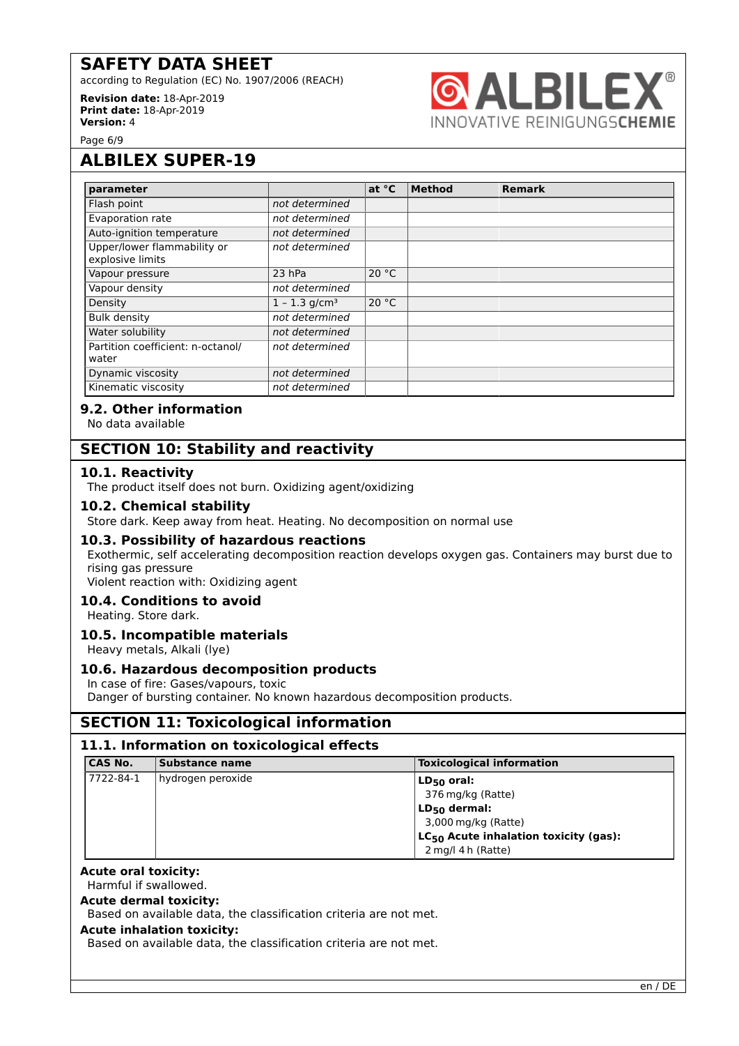## ALBILEX SUPER-19

| parameter | | at °C | Method | Remark |
|---|---|---|---|---|
| Flash point | *not determined* | | | |
| Evaporation rate | *not determined* | | | |
| Auto-ignition temperature | *not determined* | | | |
| Upper/lower flammability or explosive limits | *not determined* | | | |
| Vapour pressure | 23 hPa | 20 °C | | |
| Vapour density | *not determined* | | | |
| Density | 1 – 1.3 g/cm³ | 20 °C | | |
| Bulk density | *not determined* | | | |
| Water solubility | *not determined* | | | |
| Partition coefficient: n-octanol/ water | *not determined* | | | |
| Dynamic viscosity | *not determined* | | | |
| Kinematic viscosity | *not determined* | | | |

### 9.2. Other information

No data available

## SECTION 10: Stability and reactivity

### 10.1. Reactivity

The product itself does not burn. Oxidizing agent/oxidizing

### 10.2. Chemical stability

Store dark. Keep away from heat. Heating. No decomposition on normal use

### 10.3. Possibility of hazardous reactions

Exothermic, self accelerating decomposition reaction develops oxygen gas. Containers may burst due to rising gas pressure

Violent reaction with: Oxidizing agent

### 10.4. Conditions to avoid

Heating. Store dark.

### 10.5. Incompatible materials

Heavy metals, Alkali (lye)

### 10.6. Hazardous decomposition products

In case of fire: Gases/vapours, toxic

Danger of bursting container. No known hazardous decomposition products.

## SECTION 11: Toxicological information

### 11.1. Information on toxicological effects

| CAS No. | Substance name | Toxicological information |
|---|---|---|
| 7722-84-1 | hydrogen peroxide | **$LD_{50}$ oral:** 376 mg/kg (Ratte)<br>**$LD_{50}$ dermal:** 3,000 mg/kg (Ratte)<br>**$LC_{50}$ Acute inhalation toxicity (gas):** 2 mg/l 4 h (Ratte) |

**Acute oral toxicity:**

Harmful if swallowed.

**Acute dermal toxicity:**

Based on available data, the classification criteria are not met.

**Acute inhalation toxicity:**

Based on available data, the classification criteria are not met.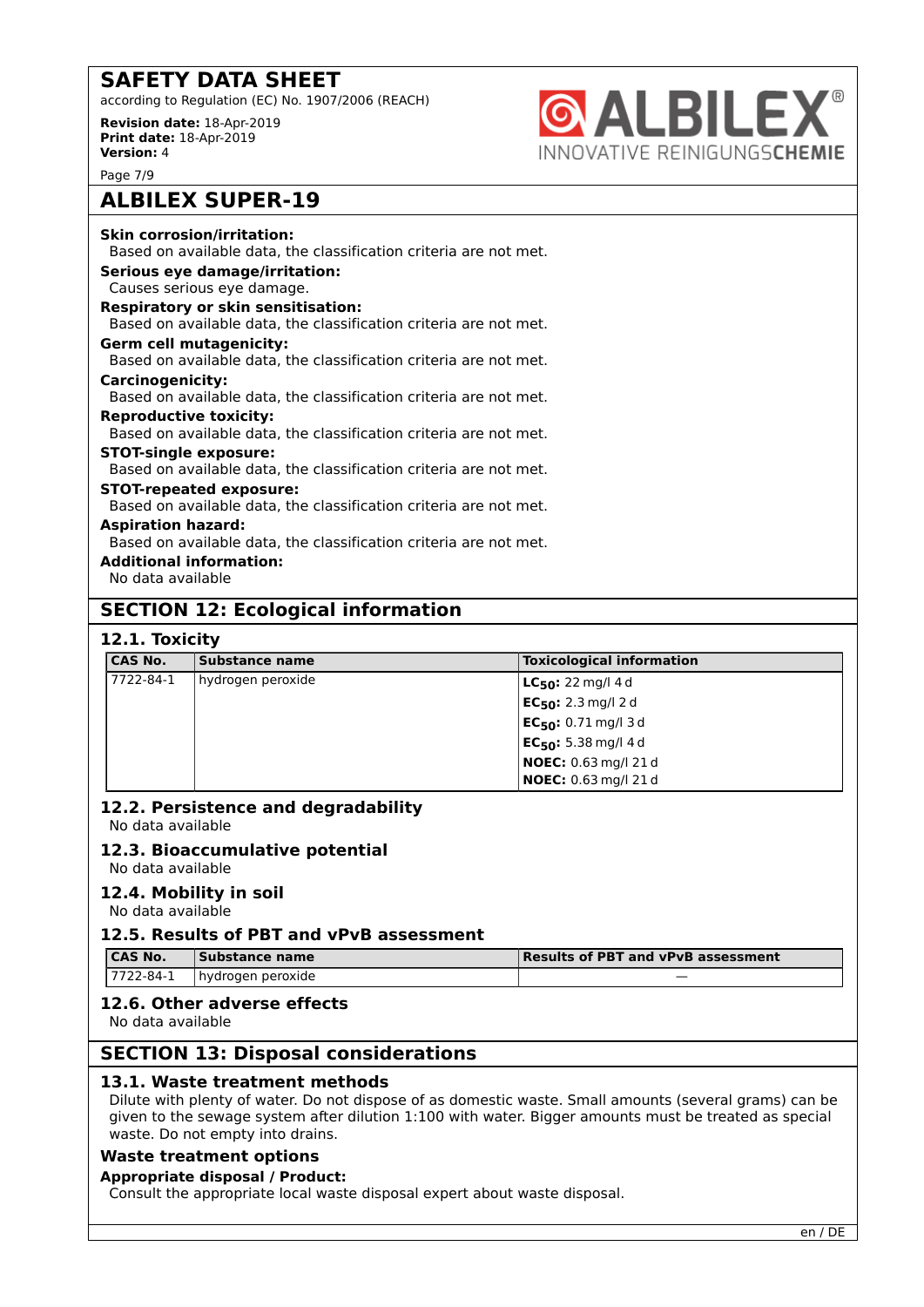**Skin corrosion/irritation:**
Based on available data, the classification criteria are not met.

**Serious eye damage/irritation:**
Causes serious eye damage.

**Respiratory or skin sensitisation:**
Based on available data, the classification criteria are not met.

**Germ cell mutagenicity:**
Based on available data, the classification criteria are not met.

**Carcinogenicity:**
Based on available data, the classification criteria are not met.

**Reproductive toxicity:**
Based on available data, the classification criteria are not met.

**STOT-single exposure:**
Based on available data, the classification criteria are not met.

**STOT-repeated exposure:**
Based on available data, the classification criteria are not met.

**Aspiration hazard:**
Based on available data, the classification criteria are not met.

**Additional information:**
No data available

## SECTION 12: Ecological information

### 12.1. Toxicity

| CAS No. | Substance name | Toxicological information |
|---|---|---|
| 7722-84-1 | hydrogen peroxide | **$LC_{50}$:** 22 mg/l 4 d<br>**$EC_{50}$:** 2.3 mg/l 2 d<br>**$EC_{50}$:** 0.71 mg/l 3 d<br>**$EC_{50}$:** 5.38 mg/l 4 d<br>**NOEC:** 0.63 mg/l 21 d<br>**NOEC:** 0.63 mg/l 21 d |

### 12.2. Persistence and degradability
No data available

### 12.3. Bioaccumulative potential
No data available

### 12.4. Mobility in soil
No data available

### 12.5. Results of PBT and vPvB assessment

| CAS No. | Substance name | Results of PBT and vPvB assessment |
|---|---|---|
| 7722-84-1 | hydrogen peroxide | — |

### 12.6. Other adverse effects
No data available

## SECTION 13: Disposal considerations

### 13.1. Waste treatment methods
Dilute with plenty of water. Do not dispose of as domestic waste. Small amounts (several grams) can be given to the sewage system after dilution 1:100 with water. Bigger amounts must be treated as special waste. Do not empty into drains.

### Waste treatment options

**Appropriate disposal / Product:**
Consult the appropriate local waste disposal expert about waste disposal.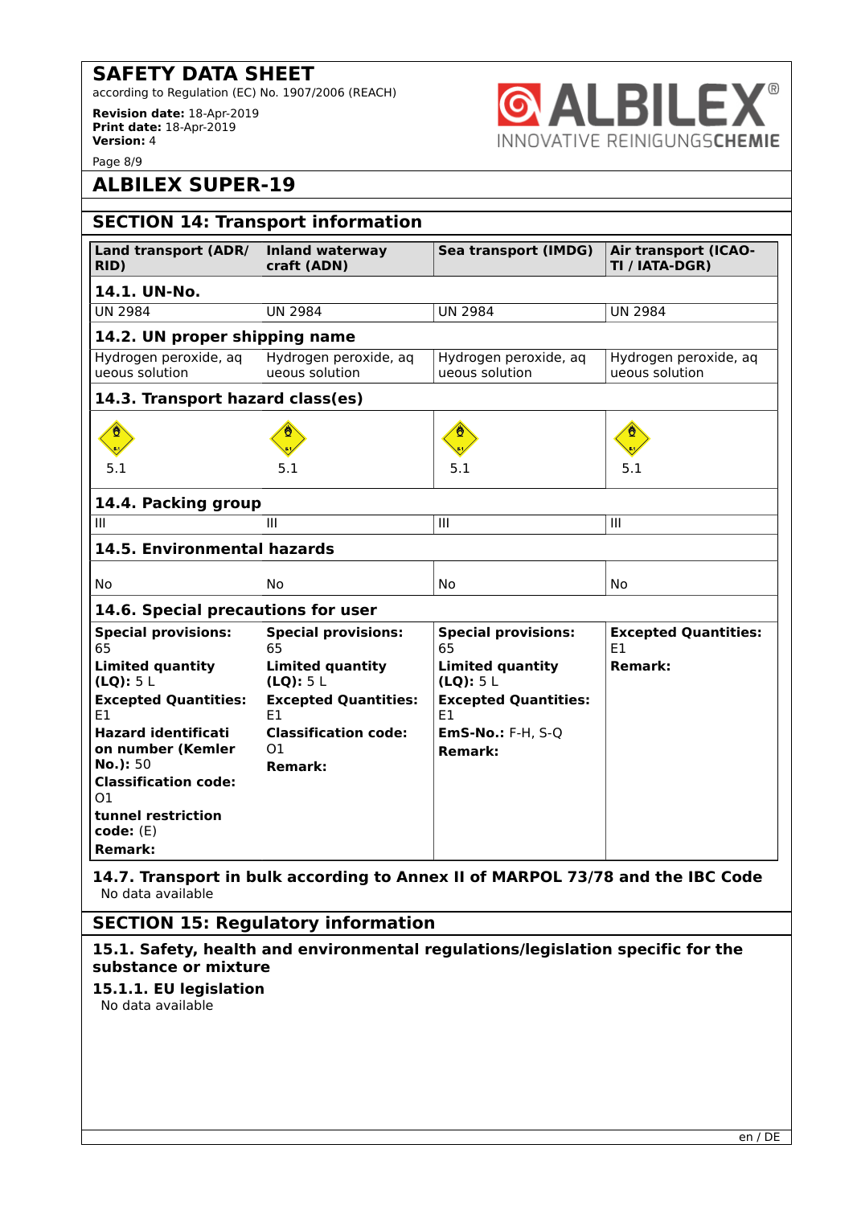# ALBILEX SUPER-19

## SECTION 14: Transport information

| Land transport (ADR/RID) | Inland waterway craft (ADN) | Sea transport (IMDG) | Air transport (ICAO-TI / IATA-DGR) |
|---|---|---|---|
| **14.1. UN-No.** | | | |
| UN 2984 | UN 2984 | UN 2984 | UN 2984 |
| **14.2. UN proper shipping name** | | | |
| Hydrogen peroxide, aqueous solution | Hydrogen peroxide, aqueous solution | Hydrogen peroxide, aqueous solution | Hydrogen peroxide, aqueous solution |
| **14.3. Transport hazard class(es)** | | | |
| 5.1 | 5.1 | 5.1 | 5.1 |
| **14.4. Packing group** | | | |
| III | III | III | III |
| **14.5. Environmental hazards** | | | |
| No | No | No | No |
| **14.6. Special precautions for user** | | | |
| **Special provisions:** 65<br>**Limited quantity (LQ):** 5 L<br>**Excepted Quantities:** E1<br>**Hazard identification number (Kemler No.):** 50<br>**Classification code:** O1<br>**tunnel restriction code:** (E)<br>**Remark:** | **Special provisions:** 65<br>**Limited quantity (LQ):** 5 L<br>**Excepted Quantities:** E1<br>**Classification code:** O1<br>**Remark:** | **Special provisions:** 65<br>**Limited quantity (LQ):** 5 L<br>**Excepted Quantities:** E1<br>**EmS-No.:** F-H, S-Q<br>**Remark:** | **Excepted Quantities:** E1<br>**Remark:** |

### 14.7. Transport in bulk according to Annex II of MARPOL 73/78 and the IBC Code

No data available

## SECTION 15: Regulatory information

### 15.1. Safety, health and environmental regulations/legislation specific for the substance or mixture

#### 15.1.1. EU legislation

No data available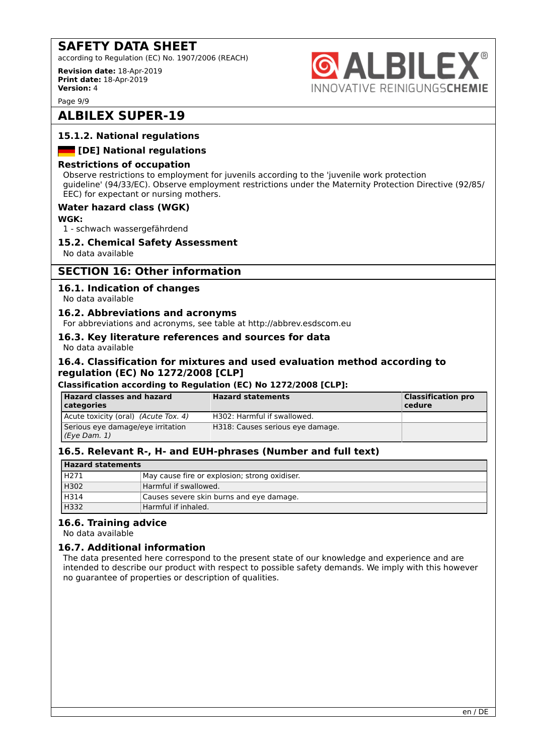## 15.1.2. National regulations

### [DE] National regulations

### Restrictions of occupation

Observe restrictions to employment for juvenils according to the 'juvenile work protection guideline' (94/33/EC). Observe employment restrictions under the Maternity Protection Directive (92/85/EEC) for expectant or nursing mothers.

### Water hazard class (WGK)

**WGK:**

1 - schwach wassergefährdend

## 15.2. Chemical Safety Assessment

No data available

# SECTION 16: Other information

## 16.1. Indication of changes

No data available

## 16.2. Abbreviations and acronyms

For abbreviations and acronyms, see table at http://abbrev.esdscom.eu

## 16.3. Key literature references and sources for data

No data available

## 16.4. Classification for mixtures and used evaluation method according to regulation (EC) No 1272/2008 [CLP]

**Classification according to Regulation (EC) No 1272/2008 [CLP]:**

| Hazard classes and hazard categories | Hazard statements | Classification pro cedure |
|---|---|---|
| Acute toxicity (oral) *(Acute Tox. 4)* | H302: Harmful if swallowed. | |
| Serious eye damage/eye irritation *(Eye Dam. 1)* | H318: Causes serious eye damage. | |

## 16.5. Relevant R-, H- and EUH-phrases (Number and full text)

| Hazard statements | |
|---|---|
| H271 | May cause fire or explosion; strong oxidiser. |
| H302 | Harmful if swallowed. |
| H314 | Causes severe skin burns and eye damage. |
| H332 | Harmful if inhaled. |

## 16.6. Training advice

No data available

## 16.7. Additional information

The data presented here correspond to the present state of our knowledge and experience and are intended to describe our product with respect to possible safety demands. We imply with this however no guarantee of properties or description of qualities.